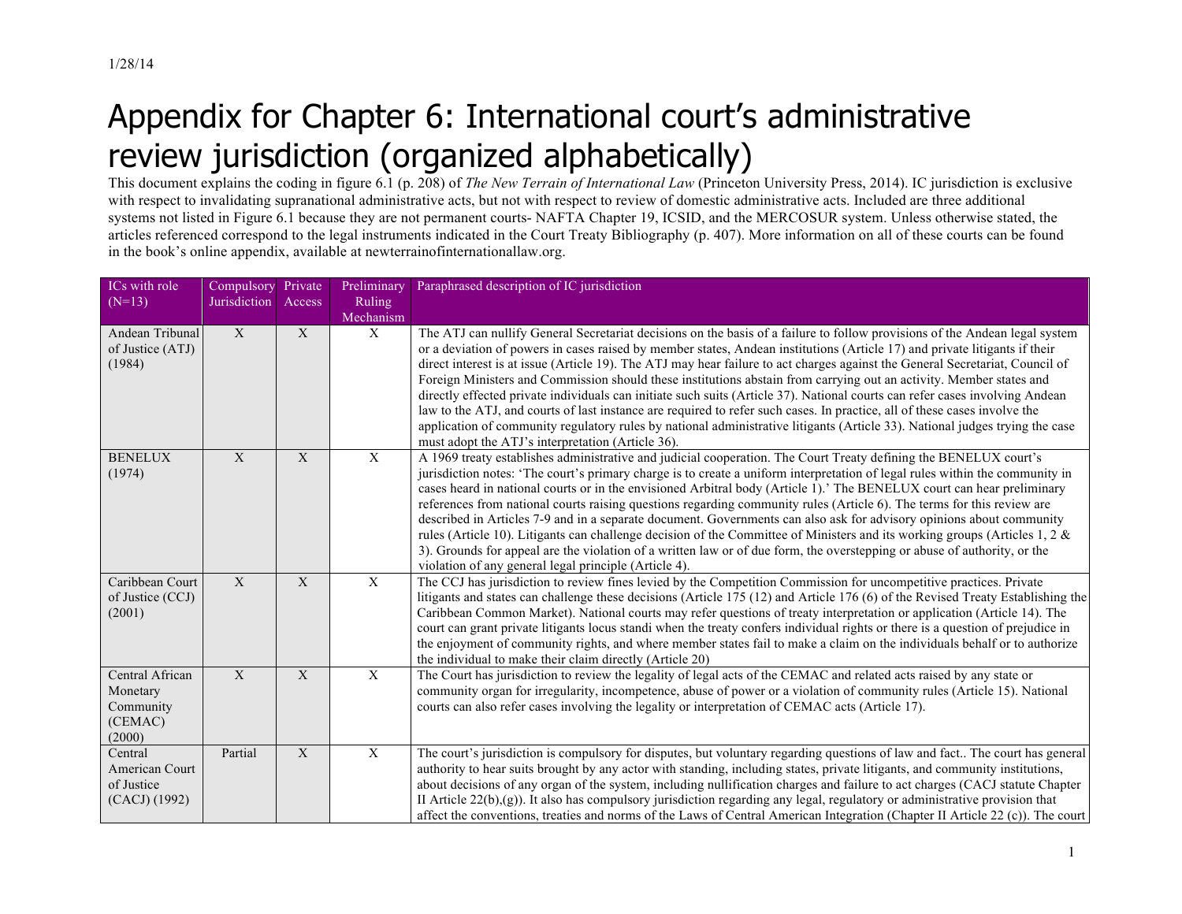1/28/14

# Appendix for Chapter 6: International court's administrative review jurisdiction (organized alphabetically)

This document explains the coding in figure 6.1 (p. 208) of *The New Terrain of International Law* (Princeton University Press, 2014). IC jurisdiction is exclusive with respect to invalidating supranational administrative acts, but not with respect to review of domestic administrative acts. Included are three additional systems not listed in Figure 6.1 because they are not permanent courts- NAFTA Chapter 19, ICSID, and the MERCOSUR system. Unless otherwise stated, the articles referenced correspond to the legal instruments indicated in the Court Treaty Bibliography (p. 407). More information on all of these courts can be found in the book's online appendix, available at newterrainofinternationallaw.org.

| ICs with role (N=13) | Compulsory Jurisdiction | Private Access | Preliminary Ruling Mechanism | Paraphrased description of IC jurisdiction |
|---|---|---|---|---|
| Andean Tribunal of Justice (ATJ) (1984) | X | X | X | The ATJ can nullify General Secretariat decisions on the basis of a failure to follow provisions of the Andean legal system or a deviation of powers in cases raised by member states, Andean institutions (Article 17) and private litigants if their direct interest is at issue (Article 19). The ATJ may hear failure to act charges against the General Secretariat, Council of Foreign Ministers and Commission should these institutions abstain from carrying out an activity. Member states and directly effected private individuals can initiate such suits (Article 37). National courts can refer cases involving Andean law to the ATJ, and courts of last instance are required to refer such cases. In practice, all of these cases involve the application of community regulatory rules by national administrative litigants (Article 33). National judges trying the case must adopt the ATJ's interpretation (Article 36). |
| BENELUX (1974) | X | X | X | A 1969 treaty establishes administrative and judicial cooperation. The Court Treaty defining the BENELUX court's jurisdiction notes: 'The court's primary charge is to create a uniform interpretation of legal rules within the community in cases heard in national courts or in the envisioned Arbitral body (Article 1).' The BENELUX court can hear preliminary references from national courts raising questions regarding community rules (Article 6). The terms for this review are described in Articles 7-9 and in a separate document. Governments can also ask for advisory opinions about community rules (Article 10). Litigants can challenge decision of the Committee of Ministers and its working groups (Articles 1, 2 & 3). Grounds for appeal are the violation of a written law or of due form, the overstepping or abuse of authority, or the violation of any general legal principle (Article 4). |
| Caribbean Court of Justice (CCJ) (2001) | X | X | X | The CCJ has jurisdiction to review fines levied by the Competition Commission for uncompetitive practices. Private litigants and states can challenge these decisions (Article 175 (12) and Article 176 (6) of the Revised Treaty Establishing the Caribbean Common Market). National courts may refer questions of treaty interpretation or application (Article 14). The court can grant private litigants locus standi when the treaty confers individual rights or there is a question of prejudice in the enjoyment of community rights, and where member states fail to make a claim on the individuals behalf or to authorize the individual to make their claim directly (Article 20) |
| Central African Monetary Community (CEMAC) (2000) | X | X | X | The Court has jurisdiction to review the legality of legal acts of the CEMAC and related acts raised by any state or community organ for irregularity, incompetence, abuse of power or a violation of community rules (Article 15). National courts can also refer cases involving the legality or interpretation of CEMAC acts (Article 17). |
| Central American Court of Justice (CACJ) (1992) | Partial | X | X | The court's jurisdiction is compulsory for disputes, but voluntary regarding questions of law and fact.. The court has general authority to hear suits brought by any actor with standing, including states, private litigants, and community institutions, about decisions of any organ of the system, including nullification charges and failure to act charges (CACJ statute Chapter II Article 22(b),(g)). It also has compulsory jurisdiction regarding any legal, regulatory or administrative provision that affect the conventions, treaties and norms of the Laws of Central American Integration (Chapter II Article 22 (c)). The court |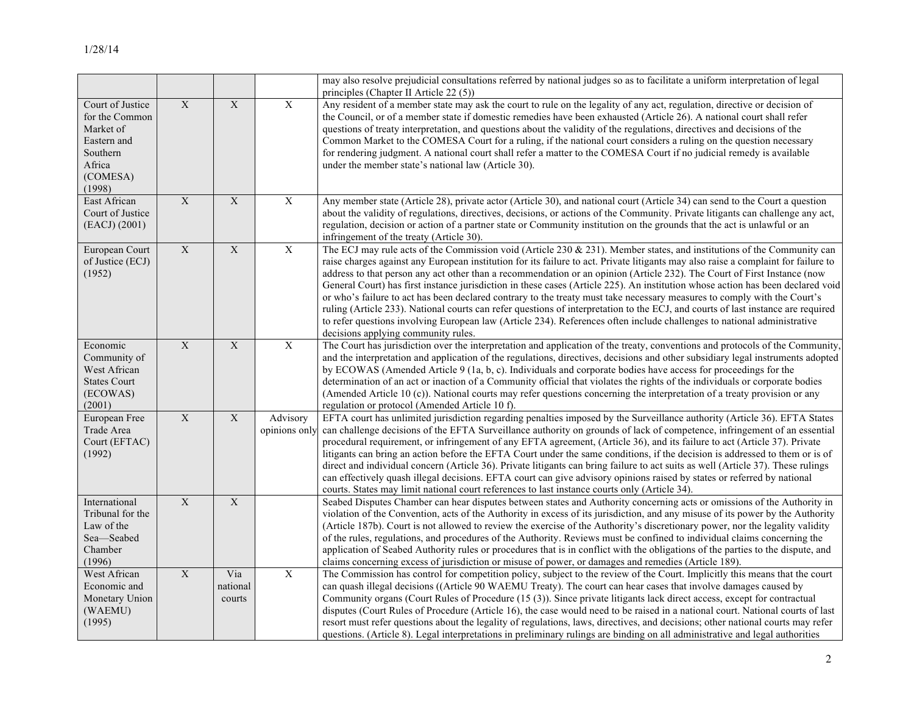| | | | | |
|---|---|---|---|---|
| | | | | may also resolve prejudicial consultations referred by national judges so as to facilitate a uniform interpretation of legal principles (Chapter II Article 22 (5)) |
| Court of Justice for the Common Market of Eastern and Southern Africa (COMESA) (1998) | X | X | X | Any resident of a member state may ask the court to rule on the legality of any act, regulation, directive or decision of the Council, or of a member state if domestic remedies have been exhausted (Article 26). A national court shall refer questions of treaty interpretation, and questions about the validity of the regulations, directives and decisions of the Common Market to the COMESA Court for a ruling, if the national court considers a ruling on the question necessary for rendering judgment. A national court shall refer a matter to the COMESA Court if no judicial remedy is available under the member state's national law (Article 30). |
| East African Court of Justice (EACJ) (2001) | X | X | X | Any member state (Article 28), private actor (Article 30), and national court (Article 34) can send to the Court a question about the validity of regulations, directives, decisions, or actions of the Community. Private litigants can challenge any act, regulation, decision or action of a partner state or Community institution on the grounds that the act is unlawful or an infringement of the treaty (Article 30). |
| European Court of Justice (ECJ) (1952) | X | X | X | The ECJ may rule acts of the Commission void (Article 230 & 231). Member states, and institutions of the Community can raise charges against any European institution for its failure to act. Private litigants may also raise a complaint for failure to address to that person any act other than a recommendation or an opinion (Article 232). The Court of First Instance (now General Court) has first instance jurisdiction in these cases (Article 225). An institution whose action has been declared void or who's failure to act has been declared contrary to the treaty must take necessary measures to comply with the Court's ruling (Article 233). National courts can refer questions of interpretation to the ECJ, and courts of last instance are required to refer questions involving European law (Article 234). References often include challenges to national administrative decisions applying community rules. |
| Economic Community of West African States Court (ECOWAS) (2001) | X | X | X | The Court has jurisdiction over the interpretation and application of the treaty, conventions and protocols of the Community, and the interpretation and application of the regulations, directives, decisions and other subsidiary legal instruments adopted by ECOWAS (Amended Article 9 (1a, b, c). Individuals and corporate bodies have access for proceedings for the determination of an act or inaction of a Community official that violates the rights of the individuals or corporate bodies (Amended Article 10 (c)). National courts may refer questions concerning the interpretation of a treaty provision or any regulation or protocol (Amended Article 10 f). |
| European Free Trade Area Court (EFTAC) (1992) | X | X | Advisory opinions only | EFTA court has unlimited jurisdiction regarding penalties imposed by the Surveillance authority (Article 36). EFTA States can challenge decisions of the EFTA Surveillance authority on grounds of lack of competence, infringement of an essential procedural requirement, or infringement of any EFTA agreement, (Article 36), and its failure to act (Article 37). Private litigants can bring an action before the EFTA Court under the same conditions, if the decision is addressed to them or is of direct and individual concern (Article 36). Private litigants can bring failure to act suits as well (Article 37). These rulings can effectively quash illegal decisions. EFTA court can give advisory opinions raised by states or referred by national courts. States may limit national court references to last instance courts only (Article 34). |
| International Tribunal for the Law of the Sea—Seabed Chamber (1996) | X | X | | Seabed Disputes Chamber can hear disputes between states and Authority concerning acts or omissions of the Authority in violation of the Convention, acts of the Authority in excess of its jurisdiction, and any misuse of its power by the Authority (Article 187b). Court is not allowed to review the exercise of the Authority's discretionary power, nor the legality validity of the rules, regulations, and procedures of the Authority. Reviews must be confined to individual claims concerning the application of Seabed Authority rules or procedures that is in conflict with the obligations of the parties to the dispute, and claims concerning excess of jurisdiction or misuse of power, or damages and remedies (Article 189). |
| West African Economic and Monetary Union (WAEMU) (1995) | X | Via national courts | X | The Commission has control for competition policy, subject to the review of the Court. Implicitly this means that the court can quash illegal decisions ((Article 90 WAEMU Treaty). The court can hear cases that involve damages caused by Community organs (Court Rules of Procedure (15 (3)). Since private litigants lack direct access, except for contractual disputes (Court Rules of Procedure (Article 16), the case would need to be raised in a national court. National courts of last resort must refer questions about the legality of regulations, laws, directives, and decisions; other national courts may refer questions. (Article 8). Legal interpretations in preliminary rulings are binding on all administrative and legal authorities |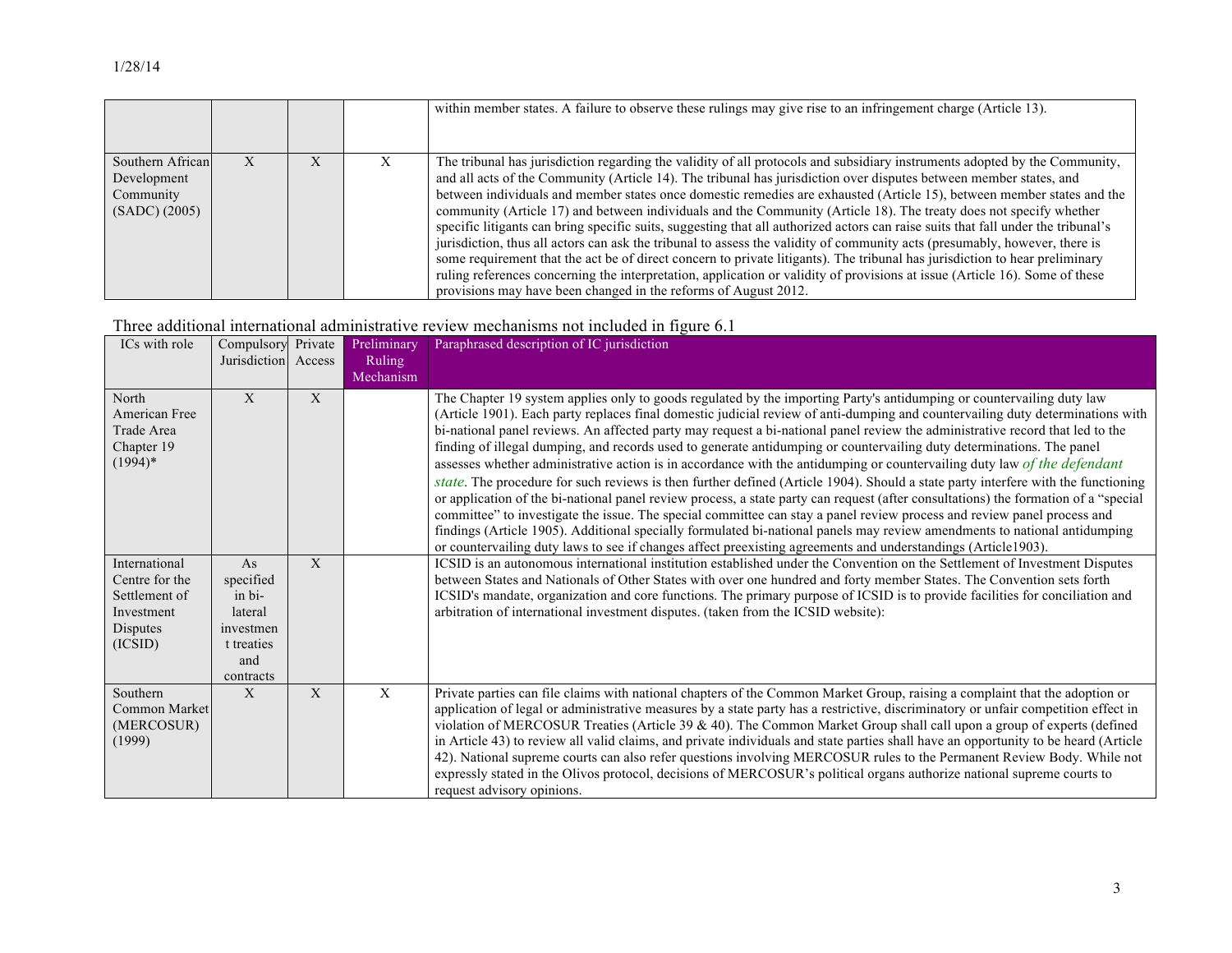| | | | | |
|---|---|---|---|---|
| | | | | within member states. A failure to observe these rulings may give rise to an infringement charge (Article 13). |
| Southern African Development Community (SADC) (2005) | X | X | X | The tribunal has jurisdiction regarding the validity of all protocols and subsidiary instruments adopted by the Community, and all acts of the Community (Article 14). The tribunal has jurisdiction over disputes between member states, and between individuals and member states once domestic remedies are exhausted (Article 15), between member states and the community (Article 17) and between individuals and the Community (Article 18). The treaty does not specify whether specific litigants can bring specific suits, suggesting that all authorized actors can raise suits that fall under the tribunal's jurisdiction, thus all actors can ask the tribunal to assess the validity of community acts (presumably, however, there is some requirement that the act be of direct concern to private litigants). The tribunal has jurisdiction to hear preliminary ruling references concerning the interpretation, application or validity of provisions at issue (Article 16). Some of these provisions may have been changed in the reforms of August 2012. |

Three additional international administrative review mechanisms not included in figure 6.1

| ICs with role | Compulsory Jurisdiction | Private Access | Preliminary Ruling Mechanism | Paraphrased description of IC jurisdiction |
|---|---|---|---|---|
| North American Free Trade Area Chapter 19 (1994)* | X | X | | The Chapter 19 system applies only to goods regulated by the importing Party's antidumping or countervailing duty law (Article 1901). Each party replaces final domestic judicial review of anti-dumping and countervailing duty determinations with bi-national panel reviews. An affected party may request a bi-national panel review the administrative record that led to the finding of illegal dumping, and records used to generate antidumping or countervailing duty determinations. The panel assesses whether administrative action is in accordance with the antidumping or countervailing duty law *of the defendant state*. The procedure for such reviews is then further defined (Article 1904). Should a state party interfere with the functioning or application of the bi-national panel review process, a state party can request (after consultations) the formation of a "special committee" to investigate the issue. The special committee can stay a panel review process and review panel process and findings (Article 1905). Additional specially formulated bi-national panels may review amendments to national antidumping or countervailing duty laws to see if changes affect preexisting agreements and understandings (Article1903). |
| International Centre for the Settlement of Investment Disputes (ICSID) | As specified in bi-lateral investment treaties and contracts | X | | ICSID is an autonomous international institution established under the Convention on the Settlement of Investment Disputes between States and Nationals of Other States with over one hundred and forty member States. The Convention sets forth ICSID's mandate, organization and core functions. The primary purpose of ICSID is to provide facilities for conciliation and arbitration of international investment disputes. (taken from the ICSID website): |
| Southern Common Market (MERCOSUR) (1999) | X | X | X | Private parties can file claims with national chapters of the Common Market Group, raising a complaint that the adoption or application of legal or administrative measures by a state party has a restrictive, discriminatory or unfair competition effect in violation of MERCOSUR Treaties (Article 39 & 40). The Common Market Group shall call upon a group of experts (defined in Article 43) to review all valid claims, and private individuals and state parties shall have an opportunity to be heard (Article 42). National supreme courts can also refer questions involving MERCOSUR rules to the Permanent Review Body. While not expressly stated in the Olivos protocol, decisions of MERCOSUR's political organs authorize national supreme courts to request advisory opinions. |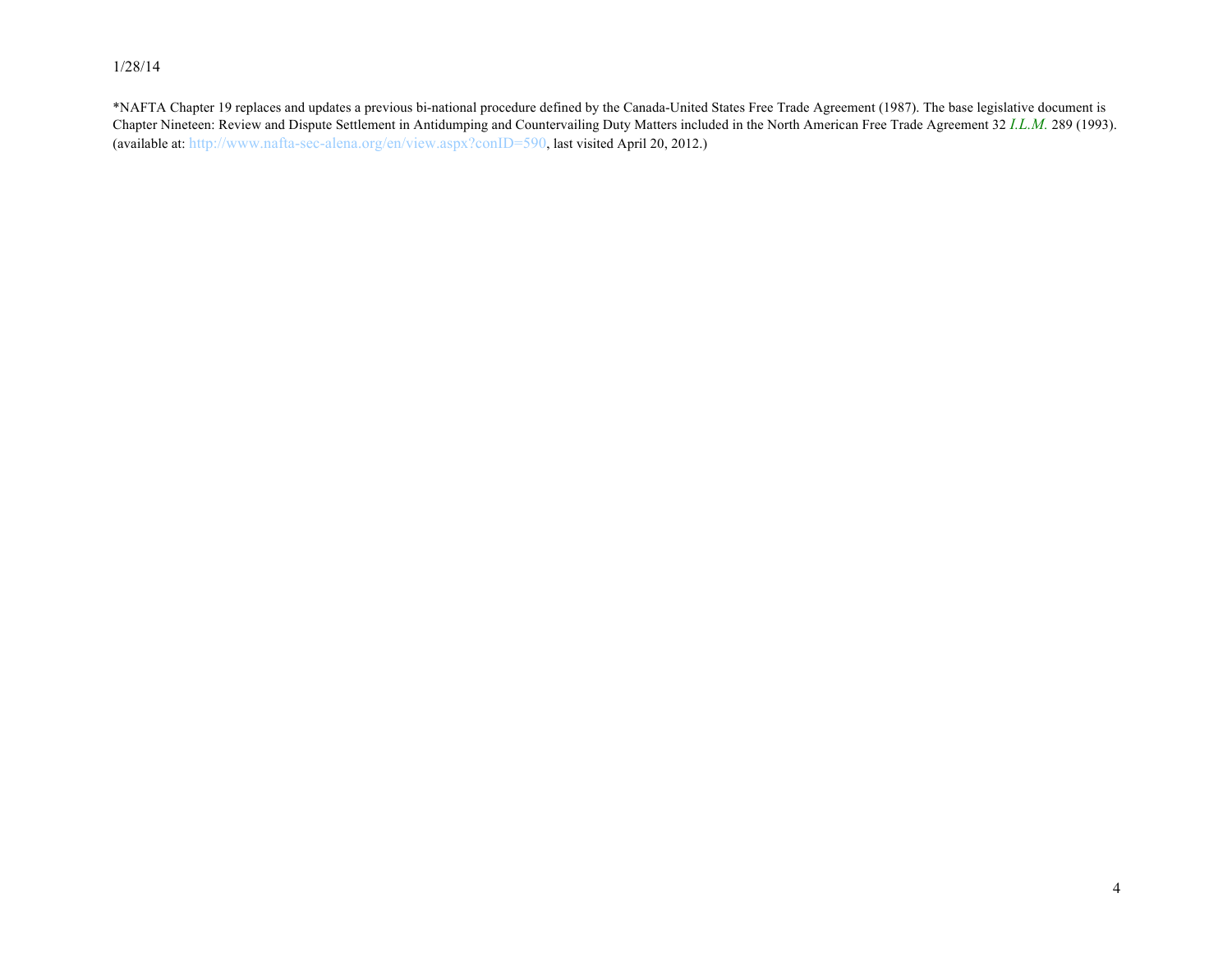*NAFTA Chapter 19 replaces and updates a previous bi-national procedure defined by the Canada-United States Free Trade Agreement (1987). The base legislative document is Chapter Nineteen: Review and Dispute Settlement in Antidumping and Countervailing Duty Matters included in the North American Free Trade Agreement 32 *I.L.M.* 289 (1993). (available at: http://www.nafta-sec-alena.org/en/view.aspx?conID=590, last visited April 20, 2012.)